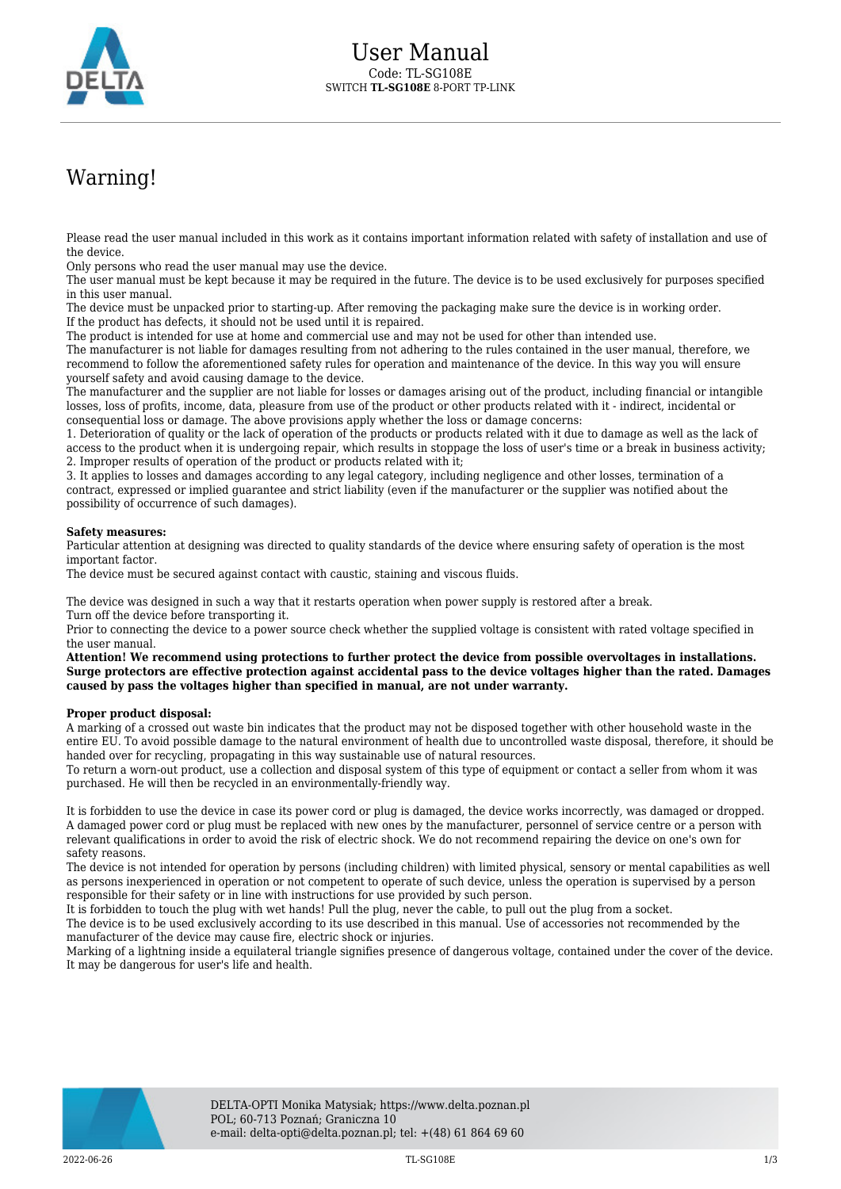# User Manual

Code: TL-SG108E
SWITCH **TL-SG108E** 8-PORT TP-LINK

## Warning!

Please read the user manual included in this work as it contains important information related with safety of installation and use of the device.
Only persons who read the user manual may use the device.
The user manual must be kept because it may be required in the future. The device is to be used exclusively for purposes specified in this user manual.
The device must be unpacked prior to starting-up. After removing the packaging make sure the device is in working order.
If the product has defects, it should not be used until it is repaired.
The product is intended for use at home and commercial use and may not be used for other than intended use.
The manufacturer is not liable for damages resulting from not adhering to the rules contained in the user manual, therefore, we recommend to follow the aforementioned safety rules for operation and maintenance of the device. In this way you will ensure yourself safety and avoid causing damage to the device.
The manufacturer and the supplier are not liable for losses or damages arising out of the product, including financial or intangible losses, loss of profits, income, data, pleasure from use of the product or other products related with it - indirect, incidental or consequential loss or damage. The above provisions apply whether the loss or damage concerns:
1. Deterioration of quality or the lack of operation of the products or products related with it due to damage as well as the lack of access to the product when it is undergoing repair, which results in stoppage the loss of user's time or a break in business activity;
2. Improper results of operation of the product or products related with it;
3. It applies to losses and damages according to any legal category, including negligence and other losses, termination of a contract, expressed or implied guarantee and strict liability (even if the manufacturer or the supplier was notified about the possibility of occurrence of such damages).

**Safety measures:**
Particular attention at designing was directed to quality standards of the device where ensuring safety of operation is the most important factor.
The device must be secured against contact with caustic, staining and viscous fluids.

The device was designed in such a way that it restarts operation when power supply is restored after a break.
Turn off the device before transporting it.
Prior to connecting the device to a power source check whether the supplied voltage is consistent with rated voltage specified in the user manual.
**Attention! We recommend using protections to further protect the device from possible overvoltages in installations. Surge protectors are effective protection against accidental pass to the device voltages higher than the rated. Damages caused by pass the voltages higher than specified in manual, are not under warranty.**

**Proper product disposal:**
A marking of a crossed out waste bin indicates that the product may not be disposed together with other household waste in the entire EU. To avoid possible damage to the natural environment of health due to uncontrolled waste disposal, therefore, it should be handed over for recycling, propagating in this way sustainable use of natural resources.
To return a worn-out product, use a collection and disposal system of this type of equipment or contact a seller from whom it was purchased. He will then be recycled in an environmentally-friendly way.

It is forbidden to use the device in case its power cord or plug is damaged, the device works incorrectly, was damaged or dropped. A damaged power cord or plug must be replaced with new ones by the manufacturer, personnel of service centre or a person with relevant qualifications in order to avoid the risk of electric shock. We do not recommend repairing the device on one's own for safety reasons.
The device is not intended for operation by persons (including children) with limited physical, sensory or mental capabilities as well as persons inexperienced in operation or not competent to operate of such device, unless the operation is supervised by a person responsible for their safety or in line with instructions for use provided by such person.
It is forbidden to touch the plug with wet hands! Pull the plug, never the cable, to pull out the plug from a socket.
The device is to be used exclusively according to its use described in this manual. Use of accessories not recommended by the manufacturer of the device may cause fire, electric shock or injuries.
Marking of a lightning inside a equilateral triangle signifies presence of dangerous voltage, contained under the cover of the device. It may be dangerous for user's life and health.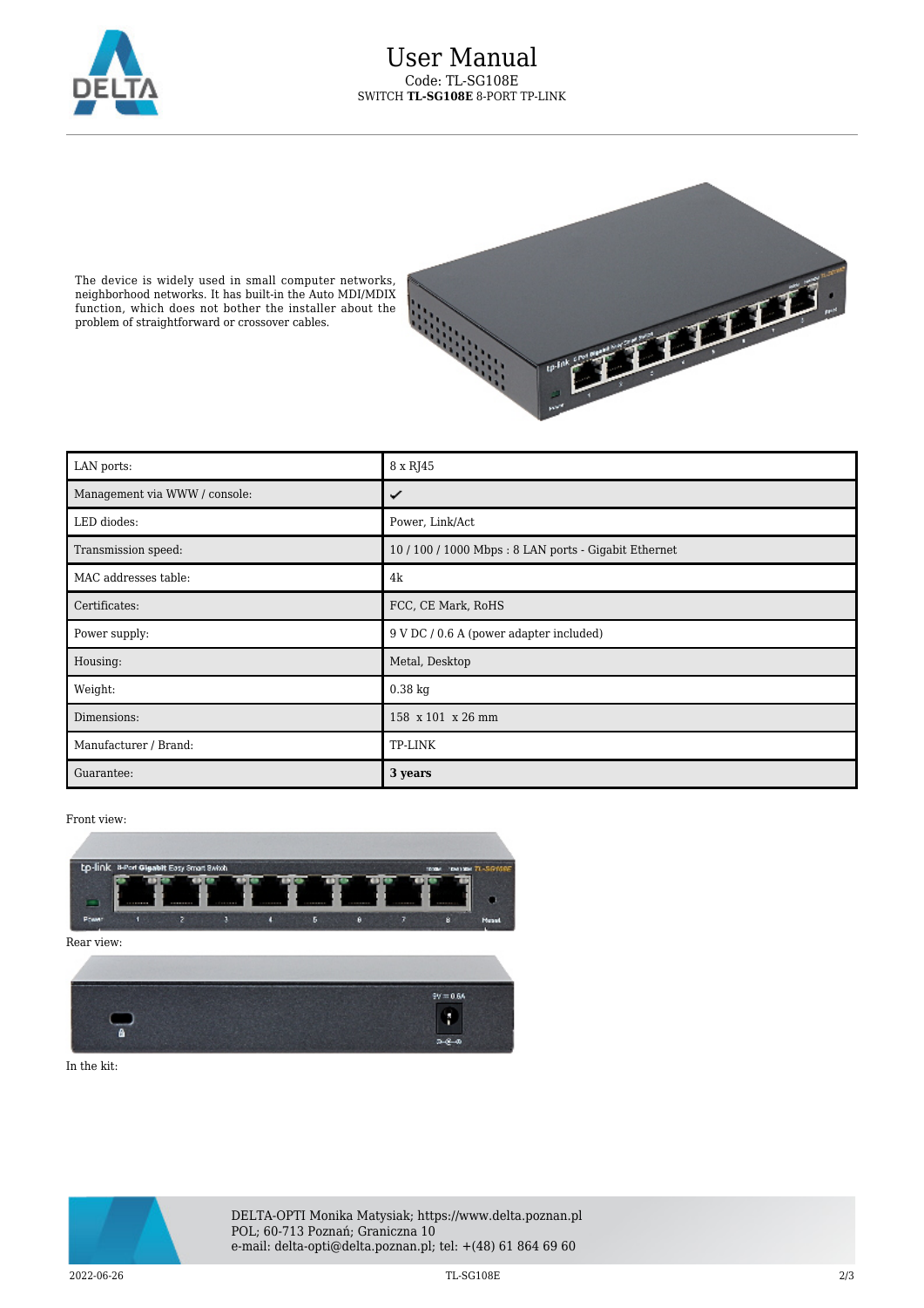The device is widely used in small computer networks, neighborhood networks. It has built-in the Auto MDI/MDIX function, which does not bother the installer about the problem of straightforward or crossover cables.

| LAN ports: | 8 x RJ45 |
|---|---|
| Management via WWW / console: | ✓ |
| LED diodes: | Power, Link/Act |
| Transmission speed: | 10 / 100 / 1000 Mbps : 8 LAN ports - Gigabit Ethernet |
| MAC addresses table: | 4k |
| Certificates: | FCC, CE Mark, RoHS |
| Power supply: | 9 V DC / 0.6 A (power adapter included) |
| Housing: | Metal, Desktop |
| Weight: | 0.38 kg |
| Dimensions: | 158 x 101 x 26 mm |
| Manufacturer / Brand: | TP-LINK |
| Guarantee: | **3 years** |

Front view:

Rear view:

In the kit: